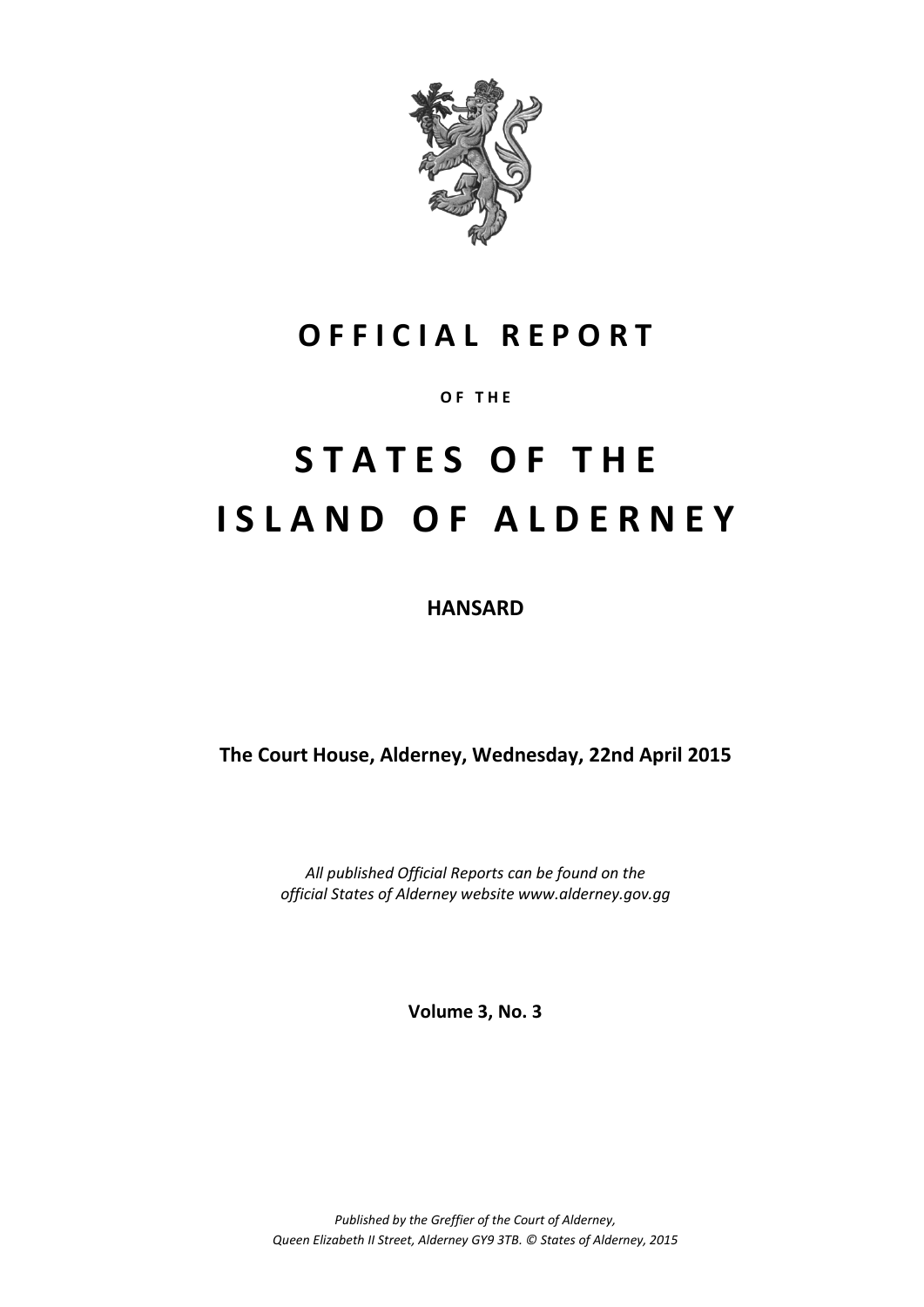# OFFICIAL REPORT

**OF THE**

# STATES OF THE ISLAND OF ALDERNEY

**HANSARD**

**The Court House, Alderney, Wednesday, 22nd April 2015**

*All published Official Reports can be found on the official States of Alderney website www.alderney.gov.gg*

**Volume 3, No. 3**

*Published by the Greffier of the Court of Alderney, Queen Elizabeth II Street, Alderney GY9 3TB. © States of Alderney, 2015*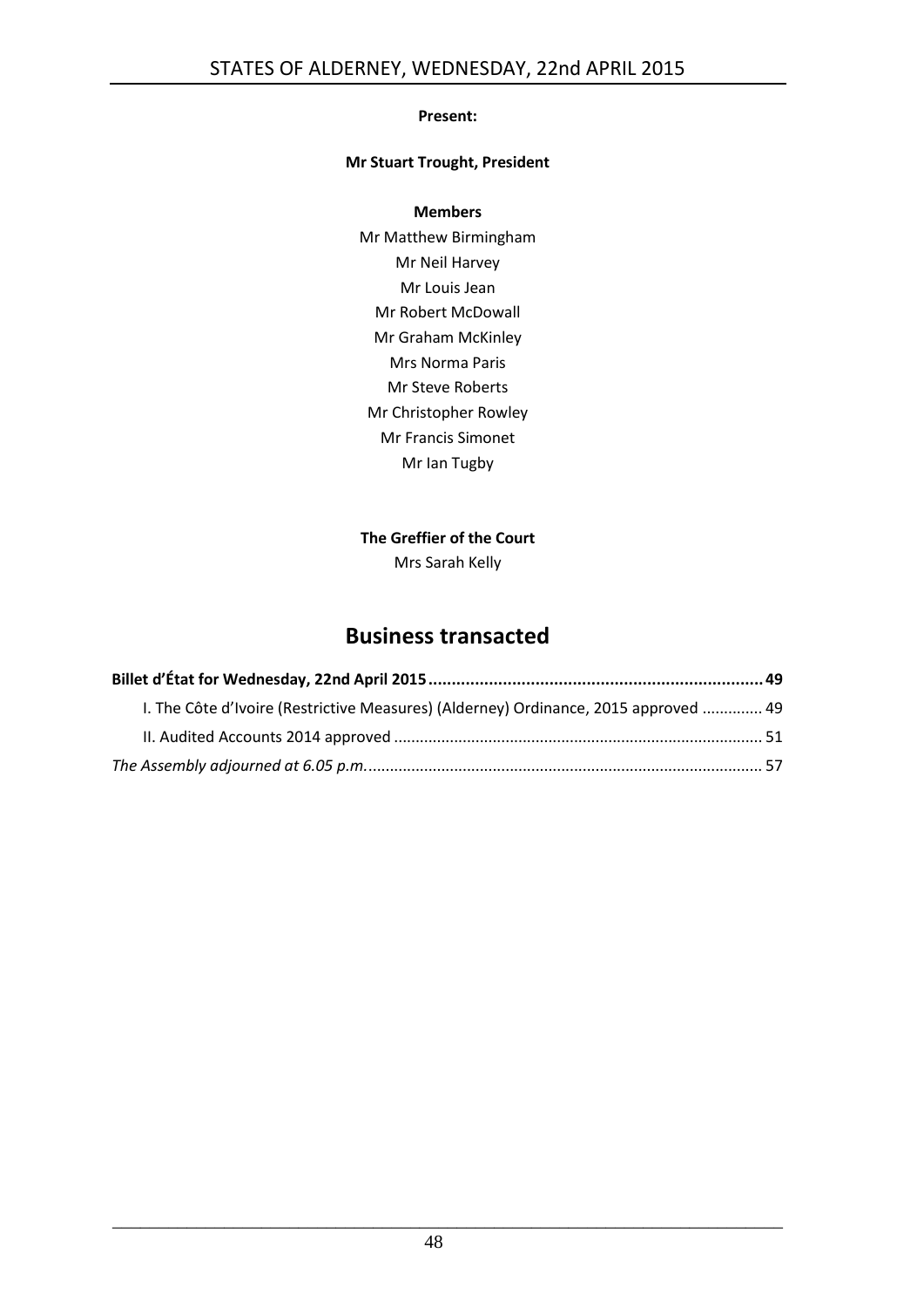**Present:**

**Mr Stuart Trought, President**

**Members**

Mr Matthew Birmingham
Mr Neil Harvey
Mr Louis Jean
Mr Robert McDowall
Mr Graham McKinley
Mrs Norma Paris
Mr Steve Roberts
Mr Christopher Rowley
Mr Francis Simonet
Mr Ian Tugby

**The Greffier of the Court**

Mrs Sarah Kelly

# Business transacted

**Billet d'État for Wednesday, 22nd April 2015 ........................................................................ 49**

I. The Côte d'Ivoire (Restrictive Measures) (Alderney) Ordinance, 2015 approved ............. 49

II. Audited Accounts 2014 approved ..................................................................................... 51

*The Assembly adjourned at 6.05 p.m.*........................................................................................... 57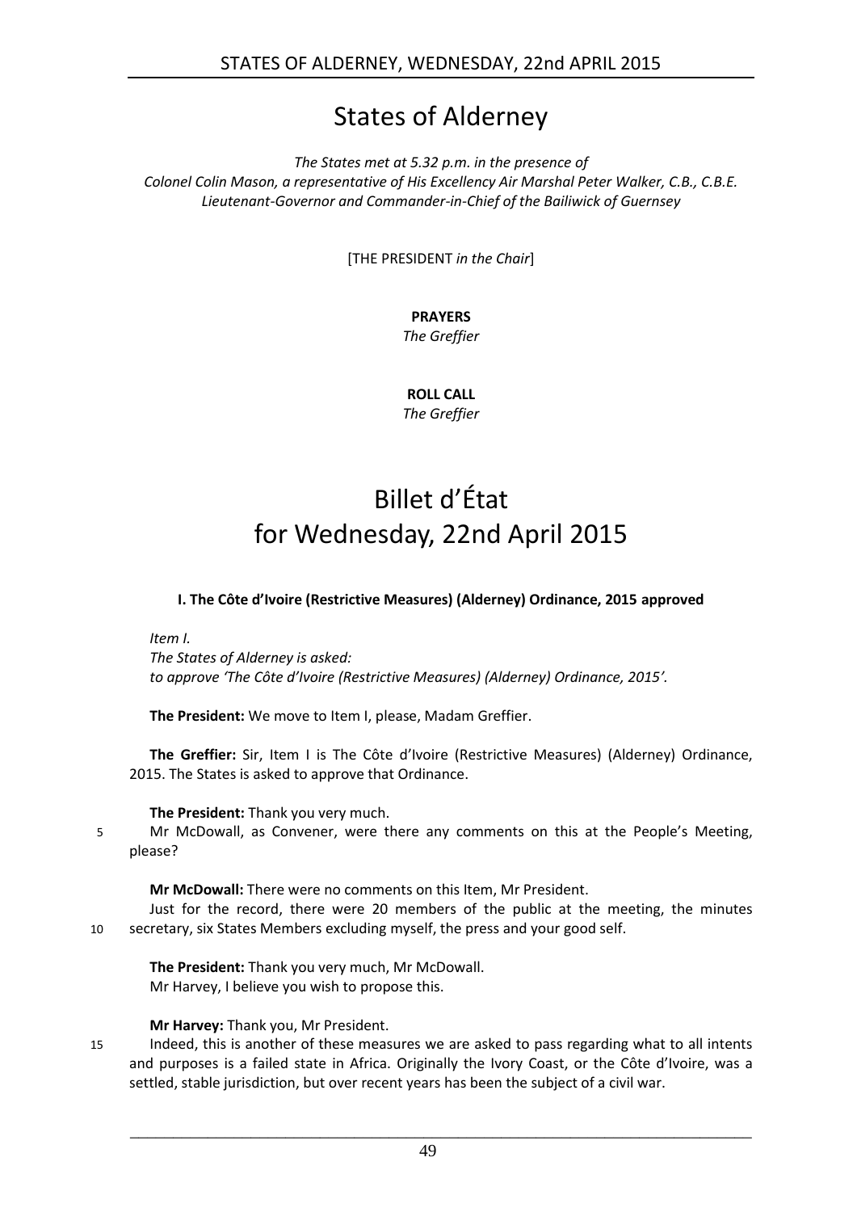# States of Alderney

*The States met at 5.32 p.m. in the presence of Colonel Colin Mason, a representative of His Excellency Air Marshal Peter Walker, C.B., C.B.E. Lieutenant-Governor and Commander-in-Chief of the Bailiwick of Guernsey*

[THE PRESIDENT *in the Chair*]

**PRAYERS**
*The Greffier*

**ROLL CALL**
*The Greffier*

# Billet d'État for Wednesday, 22nd April 2015

**I. The Côte d'Ivoire (Restrictive Measures) (Alderney) Ordinance, 2015 approved**

*Item I.*
*The States of Alderney is asked:*
*to approve 'The Côte d'Ivoire (Restrictive Measures) (Alderney) Ordinance, 2015'.*

**The President:** We move to Item I, please, Madam Greffier.

**The Greffier:** Sir, Item I is The Côte d'Ivoire (Restrictive Measures) (Alderney) Ordinance, 2015. The States is asked to approve that Ordinance.

**The President:** Thank you very much.

5 Mr McDowall, as Convener, were there any comments on this at the People's Meeting, please?

**Mr McDowall:** There were no comments on this Item, Mr President.

Just for the record, there were 20 members of the public at the meeting, the minutes 10 secretary, six States Members excluding myself, the press and your good self.

**The President:** Thank you very much, Mr McDowall.
Mr Harvey, I believe you wish to propose this.

**Mr Harvey:** Thank you, Mr President.

15 Indeed, this is another of these measures we are asked to pass regarding what to all intents and purposes is a failed state in Africa. Originally the Ivory Coast, or the Côte d'Ivoire, was a settled, stable jurisdiction, but over recent years has been the subject of a civil war.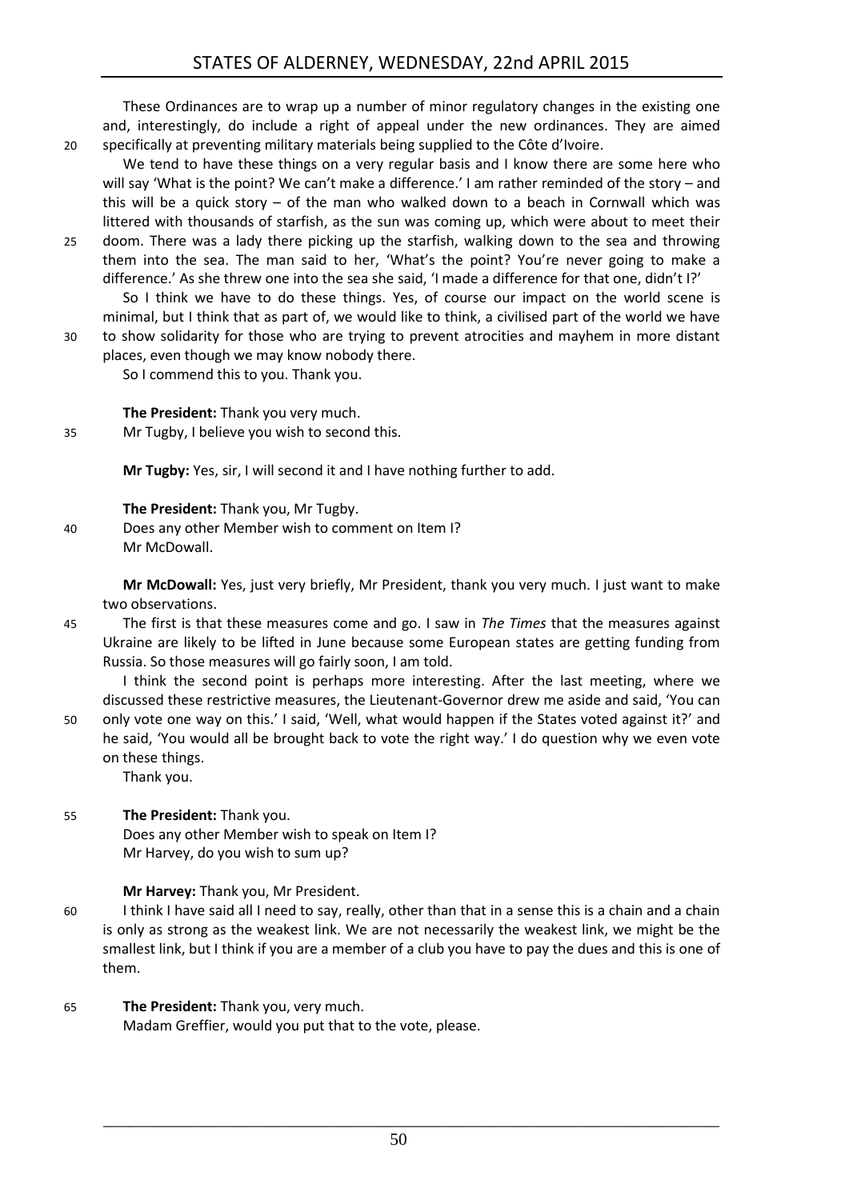These Ordinances are to wrap up a number of minor regulatory changes in the existing one and, interestingly, do include a right of appeal under the new ordinances. They are aimed specifically at preventing military materials being supplied to the Côte d'Ivoire.

We tend to have these things on a very regular basis and I know there are some here who will say 'What is the point? We can't make a difference.' I am rather reminded of the story – and this will be a quick story – of the man who walked down to a beach in Cornwall which was littered with thousands of starfish, as the sun was coming up, which were about to meet their doom. There was a lady there picking up the starfish, walking down to the sea and throwing them into the sea. The man said to her, 'What's the point? You're never going to make a difference.' As she threw one into the sea she said, 'I made a difference for that one, didn't I?'

So I think we have to do these things. Yes, of course our impact on the world scene is minimal, but I think that as part of, we would like to think, a civilised part of the world we have to show solidarity for those who are trying to prevent atrocities and mayhem in more distant places, even though we may know nobody there.

So I commend this to you. Thank you.

**The President:** Thank you very much.

Mr Tugby, I believe you wish to second this.

**Mr Tugby:** Yes, sir, I will second it and I have nothing further to add.

**The President:** Thank you, Mr Tugby.

Does any other Member wish to comment on Item I?

Mr McDowall.

**Mr McDowall:** Yes, just very briefly, Mr President, thank you very much. I just want to make two observations.

The first is that these measures come and go. I saw in *The Times* that the measures against Ukraine are likely to be lifted in June because some European states are getting funding from Russia. So those measures will go fairly soon, I am told.

I think the second point is perhaps more interesting. After the last meeting, where we discussed these restrictive measures, the Lieutenant-Governor drew me aside and said, 'You can only vote one way on this.' I said, 'Well, what would happen if the States voted against it?' and he said, 'You would all be brought back to vote the right way.' I do question why we even vote on these things.

Thank you.

**The President:** Thank you.

Does any other Member wish to speak on Item I?

Mr Harvey, do you wish to sum up?

**Mr Harvey:** Thank you, Mr President.

I think I have said all I need to say, really, other than that in a sense this is a chain and a chain is only as strong as the weakest link. We are not necessarily the weakest link, we might be the smallest link, but I think if you are a member of a club you have to pay the dues and this is one of them.

**The President:** Thank you, very much.

Madam Greffier, would you put that to the vote, please.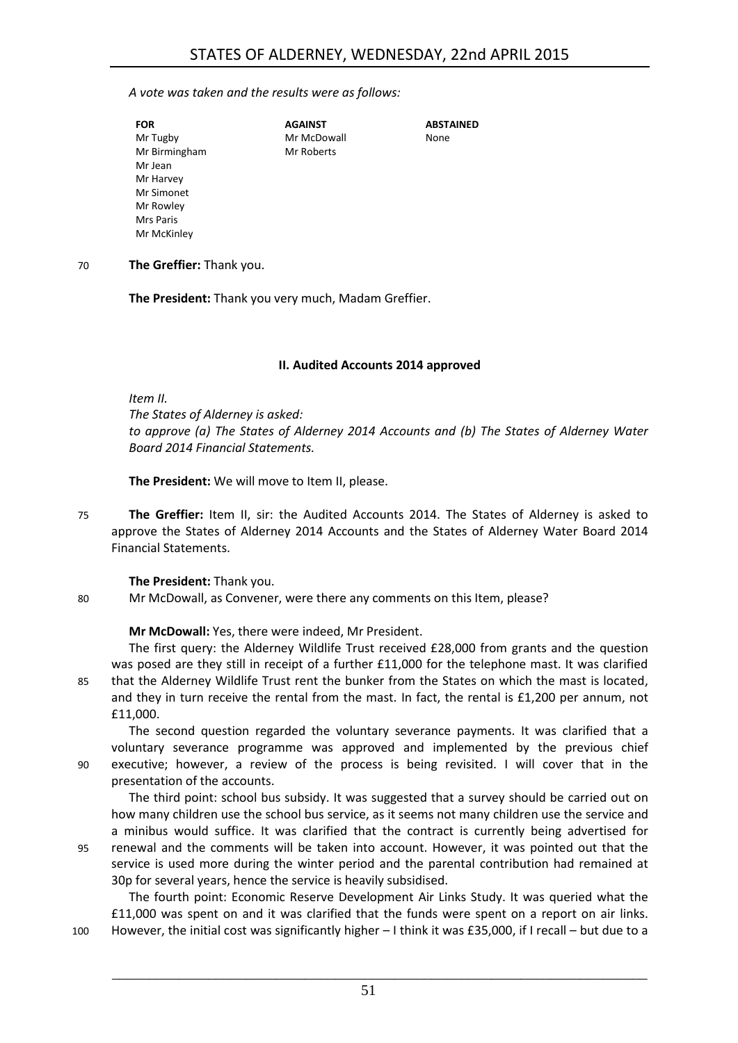*A vote was taken and the results were as follows:*

| FOR | AGAINST | ABSTAINED |
|---|---|---|
| Mr Tugby | Mr McDowall | None |
| Mr Birmingham | Mr Roberts | |
| Mr Jean | | |
| Mr Harvey | | |
| Mr Simonet | | |
| Mr Rowley | | |
| Mrs Paris | | |
| Mr McKinley | | |

**The Greffier:** Thank you.

**The President:** Thank you very much, Madam Greffier.

## II. Audited Accounts 2014 approved

*Item II.*
*The States of Alderney is asked:*
*to approve (a) The States of Alderney 2014 Accounts and (b) The States of Alderney Water Board 2014 Financial Statements.*

**The President:** We will move to Item II, please.

**The Greffier:** Item II, sir: the Audited Accounts 2014. The States of Alderney is asked to approve the States of Alderney 2014 Accounts and the States of Alderney Water Board 2014 Financial Statements.

**The President:** Thank you.
Mr McDowall, as Convener, were there any comments on this Item, please?

**Mr McDowall:** Yes, there were indeed, Mr President.

The first query: the Alderney Wildlife Trust received £28,000 from grants and the question was posed are they still in receipt of a further £11,000 for the telephone mast. It was clarified that the Alderney Wildlife Trust rent the bunker from the States on which the mast is located, and they in turn receive the rental from the mast. In fact, the rental is £1,200 per annum, not £11,000.

The second question regarded the voluntary severance payments. It was clarified that a voluntary severance programme was approved and implemented by the previous chief executive; however, a review of the process is being revisited. I will cover that in the presentation of the accounts.

The third point: school bus subsidy. It was suggested that a survey should be carried out on how many children use the school bus service, as it seems not many children use the service and a minibus would suffice. It was clarified that the contract is currently being advertised for renewal and the comments will be taken into account. However, it was pointed out that the service is used more during the winter period and the parental contribution had remained at 30p for several years, hence the service is heavily subsidised.

The fourth point: Economic Reserve Development Air Links Study. It was queried what the £11,000 was spent on and it was clarified that the funds were spent on a report on air links. However, the initial cost was significantly higher – I think it was £35,000, if I recall – but due to a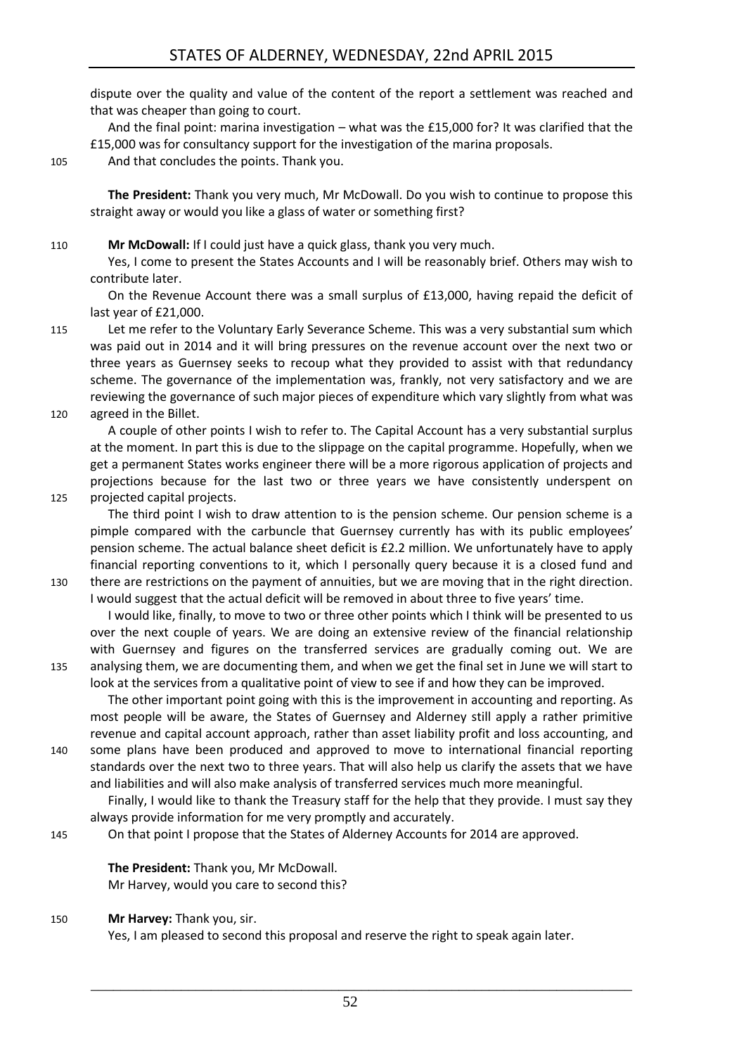dispute over the quality and value of the content of the report a settlement was reached and that was cheaper than going to court.

And the final point: marina investigation – what was the £15,000 for? It was clarified that the £15,000 was for consultancy support for the investigation of the marina proposals.

105 And that concludes the points. Thank you.

**The President:** Thank you very much, Mr McDowall. Do you wish to continue to propose this straight away or would you like a glass of water or something first?

110 **Mr McDowall:** If I could just have a quick glass, thank you very much.

Yes, I come to present the States Accounts and I will be reasonably brief. Others may wish to contribute later.

On the Revenue Account there was a small surplus of £13,000, having repaid the deficit of last year of £21,000.

115 Let me refer to the Voluntary Early Severance Scheme. This was a very substantial sum which was paid out in 2014 and it will bring pressures on the revenue account over the next two or three years as Guernsey seeks to recoup what they provided to assist with that redundancy scheme. The governance of the implementation was, frankly, not very satisfactory and we are reviewing the governance of such major pieces of expenditure which vary slightly from what was 120 agreed in the Billet.

A couple of other points I wish to refer to. The Capital Account has a very substantial surplus at the moment. In part this is due to the slippage on the capital programme. Hopefully, when we get a permanent States works engineer there will be a more rigorous application of projects and projections because for the last two or three years we have consistently underspent on 125 projected capital projects.

The third point I wish to draw attention to is the pension scheme. Our pension scheme is a pimple compared with the carbuncle that Guernsey currently has with its public employees' pension scheme. The actual balance sheet deficit is £2.2 million. We unfortunately have to apply financial reporting conventions to it, which I personally query because it is a closed fund and 130 there are restrictions on the payment of annuities, but we are moving that in the right direction. I would suggest that the actual deficit will be removed in about three to five years' time.

I would like, finally, to move to two or three other points which I think will be presented to us over the next couple of years. We are doing an extensive review of the financial relationship with Guernsey and figures on the transferred services are gradually coming out. We are 135 analysing them, we are documenting them, and when we get the final set in June we will start to look at the services from a qualitative point of view to see if and how they can be improved.

The other important point going with this is the improvement in accounting and reporting. As most people will be aware, the States of Guernsey and Alderney still apply a rather primitive revenue and capital account approach, rather than asset liability profit and loss accounting, and 140 some plans have been produced and approved to move to international financial reporting standards over the next two to three years. That will also help us clarify the assets that we have and liabilities and will also make analysis of transferred services much more meaningful.

Finally, I would like to thank the Treasury staff for the help that they provide. I must say they always provide information for me very promptly and accurately.

145 On that point I propose that the States of Alderney Accounts for 2014 are approved.

**The President:** Thank you, Mr McDowall.
Mr Harvey, would you care to second this?

150 **Mr Harvey:** Thank you, sir.

Yes, I am pleased to second this proposal and reserve the right to speak again later.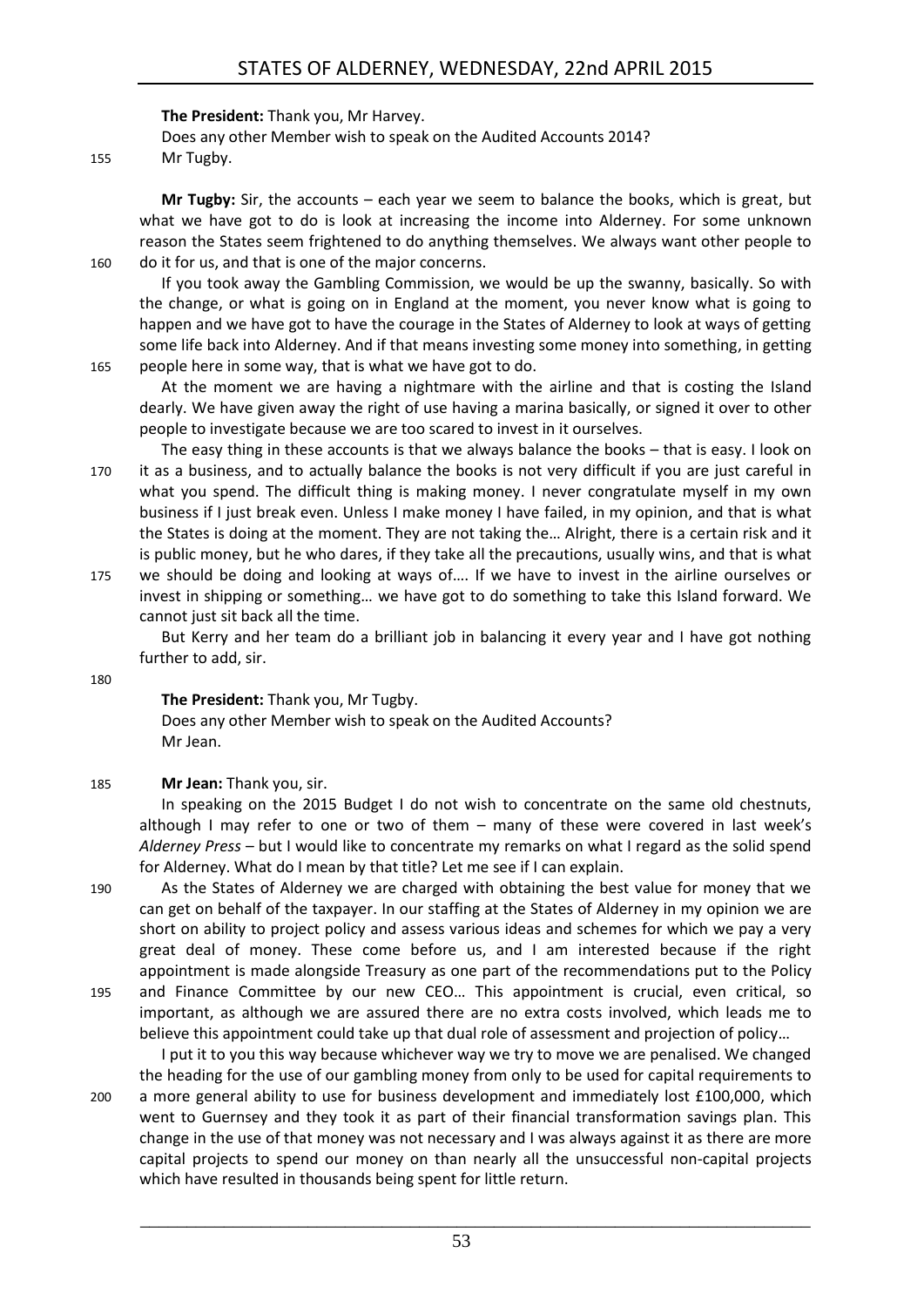**The President:** Thank you, Mr Harvey.

Does any other Member wish to speak on the Audited Accounts 2014?

Mr Tugby.

**Mr Tugby:** Sir, the accounts – each year we seem to balance the books, which is great, but what we have got to do is look at increasing the income into Alderney. For some unknown reason the States seem frightened to do anything themselves. We always want other people to do it for us, and that is one of the major concerns.

If you took away the Gambling Commission, we would be up the swanny, basically. So with the change, or what is going on in England at the moment, you never know what is going to happen and we have got to have the courage in the States of Alderney to look at ways of getting some life back into Alderney. And if that means investing some money into something, in getting people here in some way, that is what we have got to do.

At the moment we are having a nightmare with the airline and that is costing the Island dearly. We have given away the right of use having a marina basically, or signed it over to other people to investigate because we are too scared to invest in it ourselves.

The easy thing in these accounts is that we always balance the books – that is easy. I look on it as a business, and to actually balance the books is not very difficult if you are just careful in what you spend. The difficult thing is making money. I never congratulate myself in my own business if I just break even. Unless I make money I have failed, in my opinion, and that is what the States is doing at the moment. They are not taking the… Alright, there is a certain risk and it is public money, but he who dares, if they take all the precautions, usually wins, and that is what we should be doing and looking at ways of…. If we have to invest in the airline ourselves or invest in shipping or something… we have got to do something to take this Island forward. We cannot just sit back all the time.

But Kerry and her team do a brilliant job in balancing it every year and I have got nothing further to add, sir.

**The President:** Thank you, Mr Tugby.

Does any other Member wish to speak on the Audited Accounts?

Mr Jean.

**Mr Jean:** Thank you, sir.

In speaking on the 2015 Budget I do not wish to concentrate on the same old chestnuts, although I may refer to one or two of them – many of these were covered in last week's *Alderney Press* – but I would like to concentrate my remarks on what I regard as the solid spend for Alderney. What do I mean by that title? Let me see if I can explain.

As the States of Alderney we are charged with obtaining the best value for money that we can get on behalf of the taxpayer. In our staffing at the States of Alderney in my opinion we are short on ability to project policy and assess various ideas and schemes for which we pay a very great deal of money. These come before us, and I am interested because if the right appointment is made alongside Treasury as one part of the recommendations put to the Policy and Finance Committee by our new CEO… This appointment is crucial, even critical, so important, as although we are assured there are no extra costs involved, which leads me to believe this appointment could take up that dual role of assessment and projection of policy…

I put it to you this way because whichever way we try to move we are penalised. We changed the heading for the use of our gambling money from only to be used for capital requirements to a more general ability to use for business development and immediately lost £100,000, which went to Guernsey and they took it as part of their financial transformation savings plan. This change in the use of that money was not necessary and I was always against it as there are more capital projects to spend our money on than nearly all the unsuccessful non-capital projects which have resulted in thousands being spent for little return.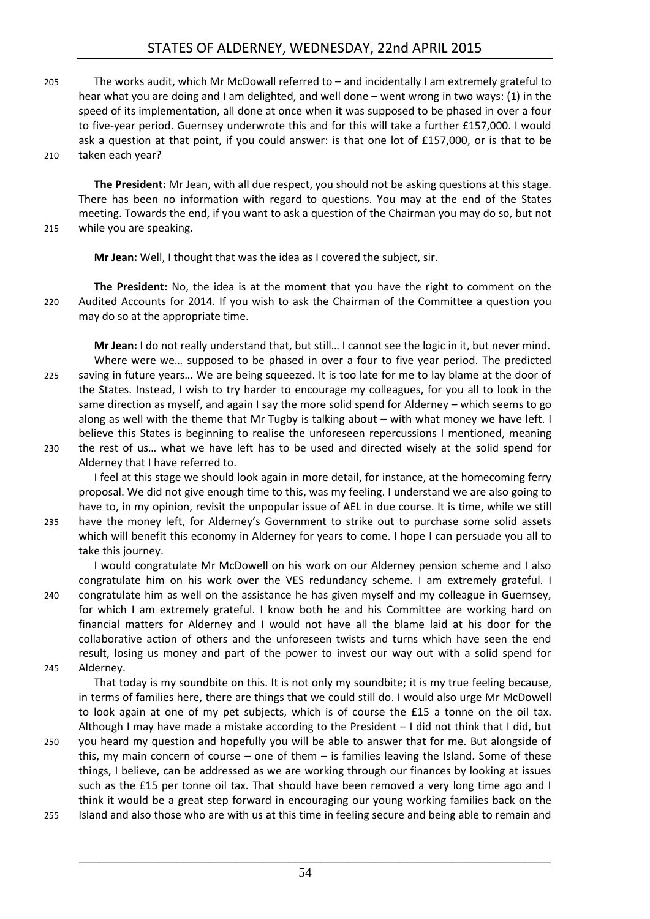The works audit, which Mr McDowall referred to – and incidentally I am extremely grateful to hear what you are doing and I am delighted, and well done – went wrong in two ways: (1) in the speed of its implementation, all done at once when it was supposed to be phased in over a four to five-year period. Guernsey underwrote this and for this will take a further £157,000. I would ask a question at that point, if you could answer: is that one lot of £157,000, or is that to be taken each year?

**The President:** Mr Jean, with all due respect, you should not be asking questions at this stage. There has been no information with regard to questions. You may at the end of the States meeting. Towards the end, if you want to ask a question of the Chairman you may do so, but not while you are speaking.

**Mr Jean:** Well, I thought that was the idea as I covered the subject, sir.

**The President:** No, the idea is at the moment that you have the right to comment on the Audited Accounts for 2014. If you wish to ask the Chairman of the Committee a question you may do so at the appropriate time.

**Mr Jean:** I do not really understand that, but still… I cannot see the logic in it, but never mind.

Where were we… supposed to be phased in over a four to five year period. The predicted saving in future years… We are being squeezed. It is too late for me to lay blame at the door of the States. Instead, I wish to try harder to encourage my colleagues, for you all to look in the same direction as myself, and again I say the more solid spend for Alderney – which seems to go along as well with the theme that Mr Tugby is talking about – with what money we have left. I believe this States is beginning to realise the unforeseen repercussions I mentioned, meaning the rest of us… what we have left has to be used and directed wisely at the solid spend for Alderney that I have referred to.

I feel at this stage we should look again in more detail, for instance, at the homecoming ferry proposal. We did not give enough time to this, was my feeling. I understand we are also going to have to, in my opinion, revisit the unpopular issue of AEL in due course. It is time, while we still have the money left, for Alderney's Government to strike out to purchase some solid assets which will benefit this economy in Alderney for years to come. I hope I can persuade you all to take this journey.

I would congratulate Mr McDowell on his work on our Alderney pension scheme and I also congratulate him on his work over the VES redundancy scheme. I am extremely grateful. I congratulate him as well on the assistance he has given myself and my colleague in Guernsey, for which I am extremely grateful. I know both he and his Committee are working hard on financial matters for Alderney and I would not have all the blame laid at his door for the collaborative action of others and the unforeseen twists and turns which have seen the end result, losing us money and part of the power to invest our way out with a solid spend for Alderney.

That today is my soundbite on this. It is not only my soundbite; it is my true feeling because, in terms of families here, there are things that we could still do. I would also urge Mr McDowell to look again at one of my pet subjects, which is of course the £15 a tonne on the oil tax. Although I may have made a mistake according to the President – I did not think that I did, but you heard my question and hopefully you will be able to answer that for me. But alongside of this, my main concern of course – one of them – is families leaving the Island. Some of these things, I believe, can be addressed as we are working through our finances by looking at issues such as the £15 per tonne oil tax. That should have been removed a very long time ago and I think it would be a great step forward in encouraging our young working families back on the Island and also those who are with us at this time in feeling secure and being able to remain and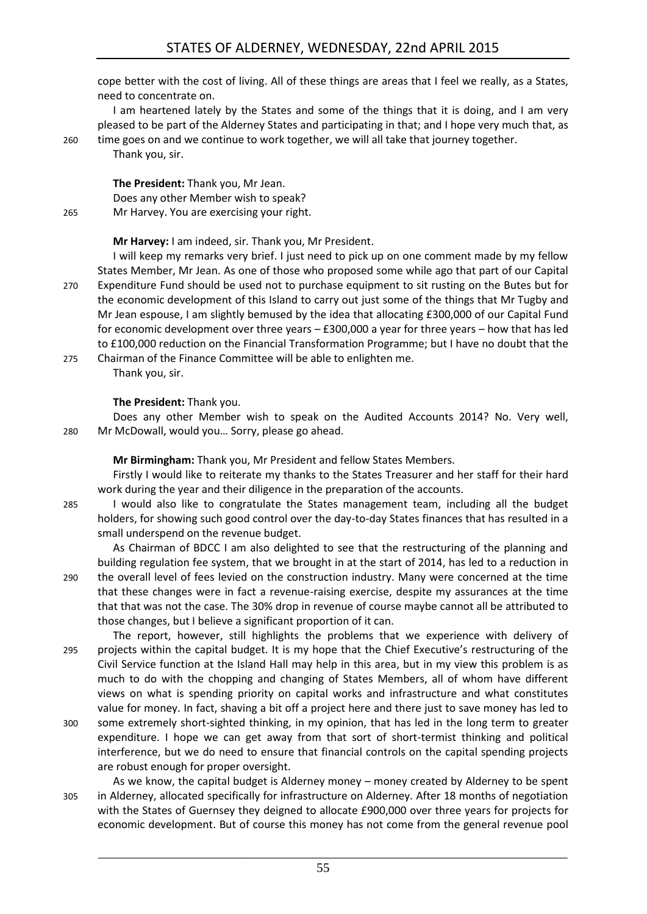cope better with the cost of living. All of these things are areas that I feel we really, as a States, need to concentrate on.

I am heartened lately by the States and some of the things that it is doing, and I am very pleased to be part of the Alderney States and participating in that; and I hope very much that, as time goes on and we continue to work together, we will all take that journey together.

Thank you, sir.

**The President:** Thank you, Mr Jean.

Does any other Member wish to speak?

Mr Harvey. You are exercising your right.

**Mr Harvey:** I am indeed, sir. Thank you, Mr President.

I will keep my remarks very brief. I just need to pick up on one comment made by my fellow States Member, Mr Jean. As one of those who proposed some while ago that part of our Capital Expenditure Fund should be used not to purchase equipment to sit rusting on the Butes but for the economic development of this Island to carry out just some of the things that Mr Tugby and Mr Jean espouse, I am slightly bemused by the idea that allocating £300,000 of our Capital Fund for economic development over three years – £300,000 a year for three years – how that has led to £100,000 reduction on the Financial Transformation Programme; but I have no doubt that the Chairman of the Finance Committee will be able to enlighten me.

Thank you, sir.

**The President:** Thank you.

Does any other Member wish to speak on the Audited Accounts 2014? No. Very well, Mr McDowall, would you… Sorry, please go ahead.

**Mr Birmingham:** Thank you, Mr President and fellow States Members.

Firstly I would like to reiterate my thanks to the States Treasurer and her staff for their hard work during the year and their diligence in the preparation of the accounts.

I would also like to congratulate the States management team, including all the budget holders, for showing such good control over the day-to-day States finances that has resulted in a small underspend on the revenue budget.

As Chairman of BDCC I am also delighted to see that the restructuring of the planning and building regulation fee system, that we brought in at the start of 2014, has led to a reduction in the overall level of fees levied on the construction industry. Many were concerned at the time that these changes were in fact a revenue-raising exercise, despite my assurances at the time that that was not the case. The 30% drop in revenue of course maybe cannot all be attributed to those changes, but I believe a significant proportion of it can.

The report, however, still highlights the problems that we experience with delivery of projects within the capital budget. It is my hope that the Chief Executive's restructuring of the Civil Service function at the Island Hall may help in this area, but in my view this problem is as much to do with the chopping and changing of States Members, all of whom have different views on what is spending priority on capital works and infrastructure and what constitutes value for money. In fact, shaving a bit off a project here and there just to save money has led to some extremely short-sighted thinking, in my opinion, that has led in the long term to greater expenditure. I hope we can get away from that sort of short-termist thinking and political interference, but we do need to ensure that financial controls on the capital spending projects are robust enough for proper oversight.

As we know, the capital budget is Alderney money – money created by Alderney to be spent in Alderney, allocated specifically for infrastructure on Alderney. After 18 months of negotiation with the States of Guernsey they deigned to allocate £900,000 over three years for projects for economic development. But of course this money has not come from the general revenue pool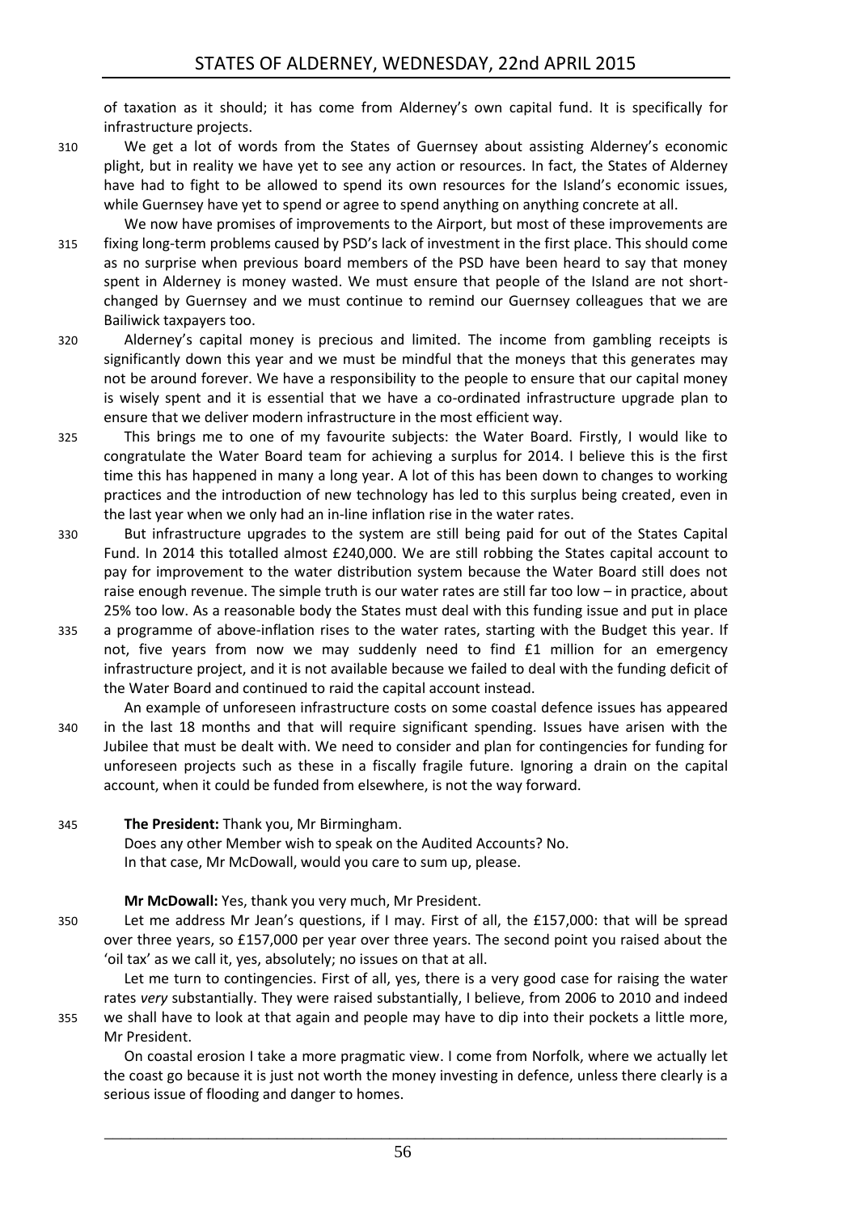of taxation as it should; it has come from Alderney's own capital fund. It is specifically for infrastructure projects.

We get a lot of words from the States of Guernsey about assisting Alderney's economic plight, but in reality we have yet to see any action or resources. In fact, the States of Alderney have had to fight to be allowed to spend its own resources for the Island's economic issues, while Guernsey have yet to spend or agree to spend anything on anything concrete at all.

We now have promises of improvements to the Airport, but most of these improvements are fixing long-term problems caused by PSD's lack of investment in the first place. This should come as no surprise when previous board members of the PSD have been heard to say that money spent in Alderney is money wasted. We must ensure that people of the Island are not short-changed by Guernsey and we must continue to remind our Guernsey colleagues that we are Bailiwick taxpayers too.

Alderney's capital money is precious and limited. The income from gambling receipts is significantly down this year and we must be mindful that the moneys that this generates may not be around forever. We have a responsibility to the people to ensure that our capital money is wisely spent and it is essential that we have a co-ordinated infrastructure upgrade plan to ensure that we deliver modern infrastructure in the most efficient way.

This brings me to one of my favourite subjects: the Water Board. Firstly, I would like to congratulate the Water Board team for achieving a surplus for 2014. I believe this is the first time this has happened in many a long year. A lot of this has been down to changes to working practices and the introduction of new technology has led to this surplus being created, even in the last year when we only had an in-line inflation rise in the water rates.

But infrastructure upgrades to the system are still being paid for out of the States Capital Fund. In 2014 this totalled almost £240,000. We are still robbing the States capital account to pay for improvement to the water distribution system because the Water Board still does not raise enough revenue. The simple truth is our water rates are still far too low – in practice, about 25% too low. As a reasonable body the States must deal with this funding issue and put in place a programme of above-inflation rises to the water rates, starting with the Budget this year. If not, five years from now we may suddenly need to find £1 million for an emergency infrastructure project, and it is not available because we failed to deal with the funding deficit of the Water Board and continued to raid the capital account instead.

An example of unforeseen infrastructure costs on some coastal defence issues has appeared in the last 18 months and that will require significant spending. Issues have arisen with the Jubilee that must be dealt with. We need to consider and plan for contingencies for funding for unforeseen projects such as these in a fiscally fragile future. Ignoring a drain on the capital account, when it could be funded from elsewhere, is not the way forward.

**The President:** Thank you, Mr Birmingham.

Does any other Member wish to speak on the Audited Accounts? No.

In that case, Mr McDowall, would you care to sum up, please.

**Mr McDowall:** Yes, thank you very much, Mr President.

Let me address Mr Jean's questions, if I may. First of all, the £157,000: that will be spread over three years, so £157,000 per year over three years. The second point you raised about the 'oil tax' as we call it, yes, absolutely; no issues on that at all.

Let me turn to contingencies. First of all, yes, there is a very good case for raising the water rates *very* substantially. They were raised substantially, I believe, from 2006 to 2010 and indeed we shall have to look at that again and people may have to dip into their pockets a little more, Mr President.

On coastal erosion I take a more pragmatic view. I come from Norfolk, where we actually let the coast go because it is just not worth the money investing in defence, unless there clearly is a serious issue of flooding and danger to homes.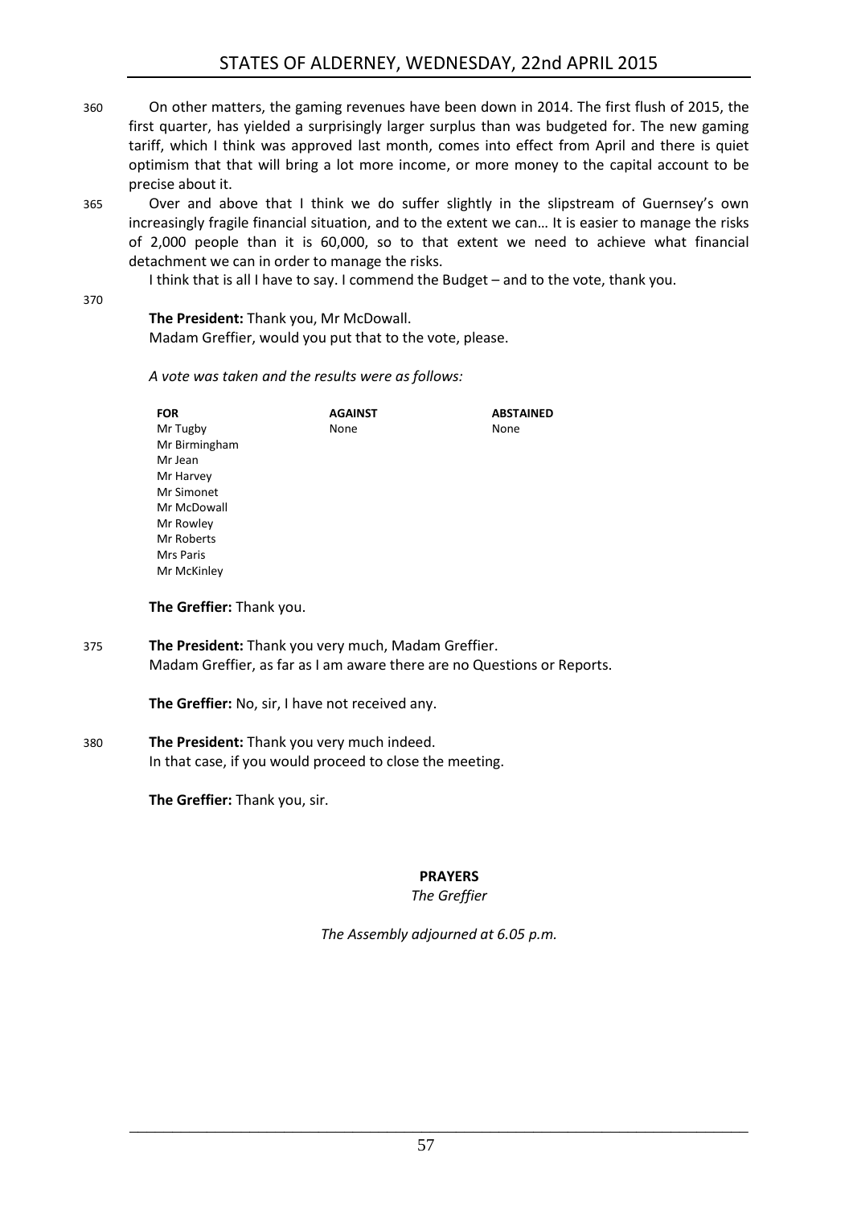360 On other matters, the gaming revenues have been down in 2014. The first flush of 2015, the first quarter, has yielded a surprisingly larger surplus than was budgeted for. The new gaming tariff, which I think was approved last month, comes into effect from April and there is quiet optimism that that will bring a lot more income, or more money to the capital account to be precise about it.

365 Over and above that I think we do suffer slightly in the slipstream of Guernsey's own increasingly fragile financial situation, and to the extent we can… It is easier to manage the risks of 2,000 people than it is 60,000, so to that extent we need to achieve what financial detachment we can in order to manage the risks.

I think that is all I have to say. I commend the Budget – and to the vote, thank you.

370

**The President:** Thank you, Mr McDowall.

Madam Greffier, would you put that to the vote, please.

*A vote was taken and the results were as follows:*

| FOR | AGAINST | ABSTAINED |
|---|---|---|
| Mr Tugby | None | None |
| Mr Birmingham | | |
| Mr Jean | | |
| Mr Harvey | | |
| Mr Simonet | | |
| Mr McDowall | | |
| Mr Rowley | | |
| Mr Roberts | | |
| Mrs Paris | | |
| Mr McKinley | | |

**The Greffier:** Thank you.

375 **The President:** Thank you very much, Madam Greffier.

Madam Greffier, as far as I am aware there are no Questions or Reports.

**The Greffier:** No, sir, I have not received any.

380 **The President:** Thank you very much indeed.

In that case, if you would proceed to close the meeting.

**The Greffier:** Thank you, sir.

**PRAYERS**

*The Greffier*

*The Assembly adjourned at 6.05 p.m.*